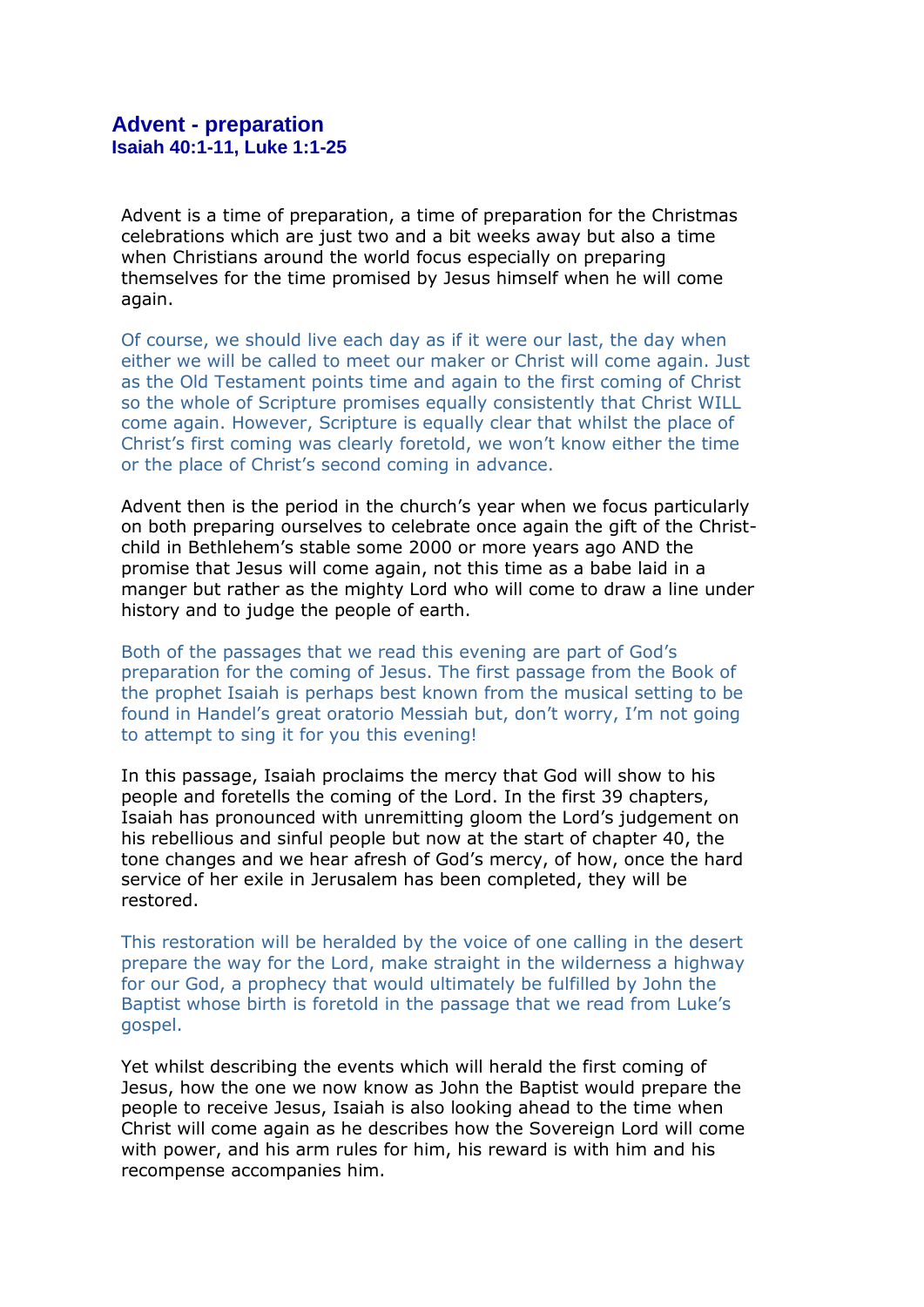# Advent - preparation

### Isaiah 40:1-11, Luke 1:1-25

Advent is a time of preparation, a time of preparation for the Christmas celebrations which are just two and a bit weeks away but also a time when Christians around the world focus especially on preparing themselves for the time promised by Jesus himself when he will come again.

Of course, we should live each day as if it were our last, the day when either we will be called to meet our maker or Christ will come again. Just as the Old Testament points time and again to the first coming of Christ so the whole of Scripture promises equally consistently that Christ WILL come again. However, Scripture is equally clear that whilst the place of Christ's first coming was clearly foretold, we won't know either the time or the place of Christ's second coming in advance.

Advent then is the period in the church's year when we focus particularly on both preparing ourselves to celebrate once again the gift of the Christ-child in Bethlehem's stable some 2000 or more years ago AND the promise that Jesus will come again, not this time as a babe laid in a manger but rather as the mighty Lord who will come to draw a line under history and to judge the people of earth.

Both of the passages that we read this evening are part of God's preparation for the coming of Jesus. The first passage from the Book of the prophet Isaiah is perhaps best known from the musical setting to be found in Handel's great oratorio Messiah but, don't worry, I'm not going to attempt to sing it for you this evening!

In this passage, Isaiah proclaims the mercy that God will show to his people and foretells the coming of the Lord. In the first 39 chapters, Isaiah has pronounced with unremitting gloom the Lord's judgement on his rebellious and sinful people but now at the start of chapter 40, the tone changes and we hear afresh of God's mercy, of how, once the hard service of her exile in Jerusalem has been completed, they will be restored.

This restoration will be heralded by the voice of one calling in the desert prepare the way for the Lord, make straight in the wilderness a highway for our God, a prophecy that would ultimately be fulfilled by John the Baptist whose birth is foretold in the passage that we read from Luke's gospel.

Yet whilst describing the events which will herald the first coming of Jesus, how the one we now know as John the Baptist would prepare the people to receive Jesus, Isaiah is also looking ahead to the time when Christ will come again as he describes how the Sovereign Lord will come with power, and his arm rules for him, his reward is with him and his recompense accompanies him.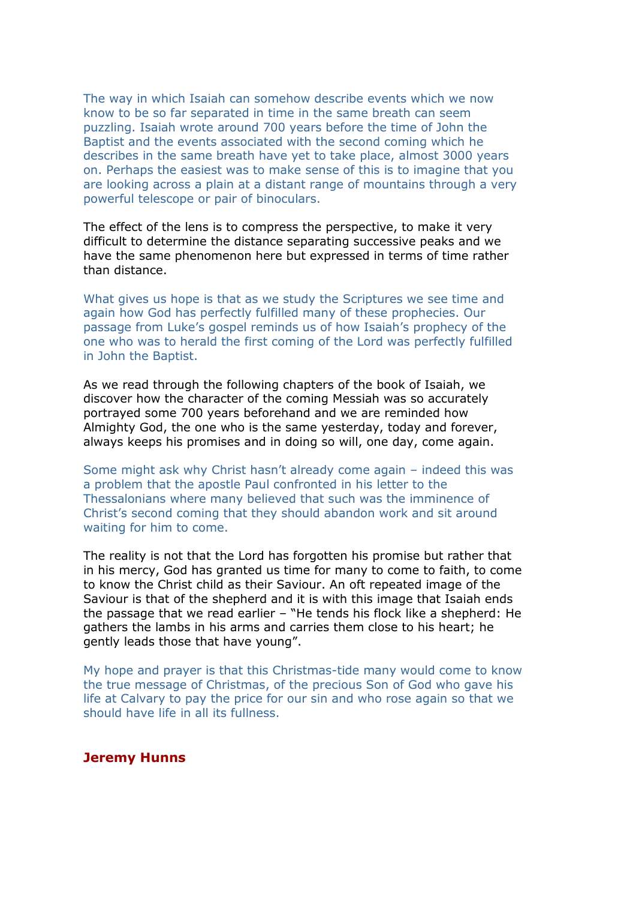The way in which Isaiah can somehow describe events which we now know to be so far separated in time in the same breath can seem puzzling. Isaiah wrote around 700 years before the time of John the Baptist and the events associated with the second coming which he describes in the same breath have yet to take place, almost 3000 years on. Perhaps the easiest was to make sense of this is to imagine that you are looking across a plain at a distant range of mountains through a very powerful telescope or pair of binoculars.

The effect of the lens is to compress the perspective, to make it very difficult to determine the distance separating successive peaks and we have the same phenomenon here but expressed in terms of time rather than distance.

What gives us hope is that as we study the Scriptures we see time and again how God has perfectly fulfilled many of these prophecies. Our passage from Luke's gospel reminds us of how Isaiah's prophecy of the one who was to herald the first coming of the Lord was perfectly fulfilled in John the Baptist.

As we read through the following chapters of the book of Isaiah, we discover how the character of the coming Messiah was so accurately portrayed some 700 years beforehand and we are reminded how Almighty God, the one who is the same yesterday, today and forever, always keeps his promises and in doing so will, one day, come again.

Some might ask why Christ hasn't already come again – indeed this was a problem that the apostle Paul confronted in his letter to the Thessalonians where many believed that such was the imminence of Christ's second coming that they should abandon work and sit around waiting for him to come.

The reality is not that the Lord has forgotten his promise but rather that in his mercy, God has granted us time for many to come to faith, to come to know the Christ child as their Saviour. An oft repeated image of the Saviour is that of the shepherd and it is with this image that Isaiah ends the passage that we read earlier – "He tends his flock like a shepherd: He gathers the lambs in his arms and carries them close to his heart; he gently leads those that have young".

My hope and prayer is that this Christmas-tide many would come to know the true message of Christmas, of the precious Son of God who gave his life at Calvary to pay the price for our sin and who rose again so that we should have life in all its fullness.

**Jeremy Hunns**